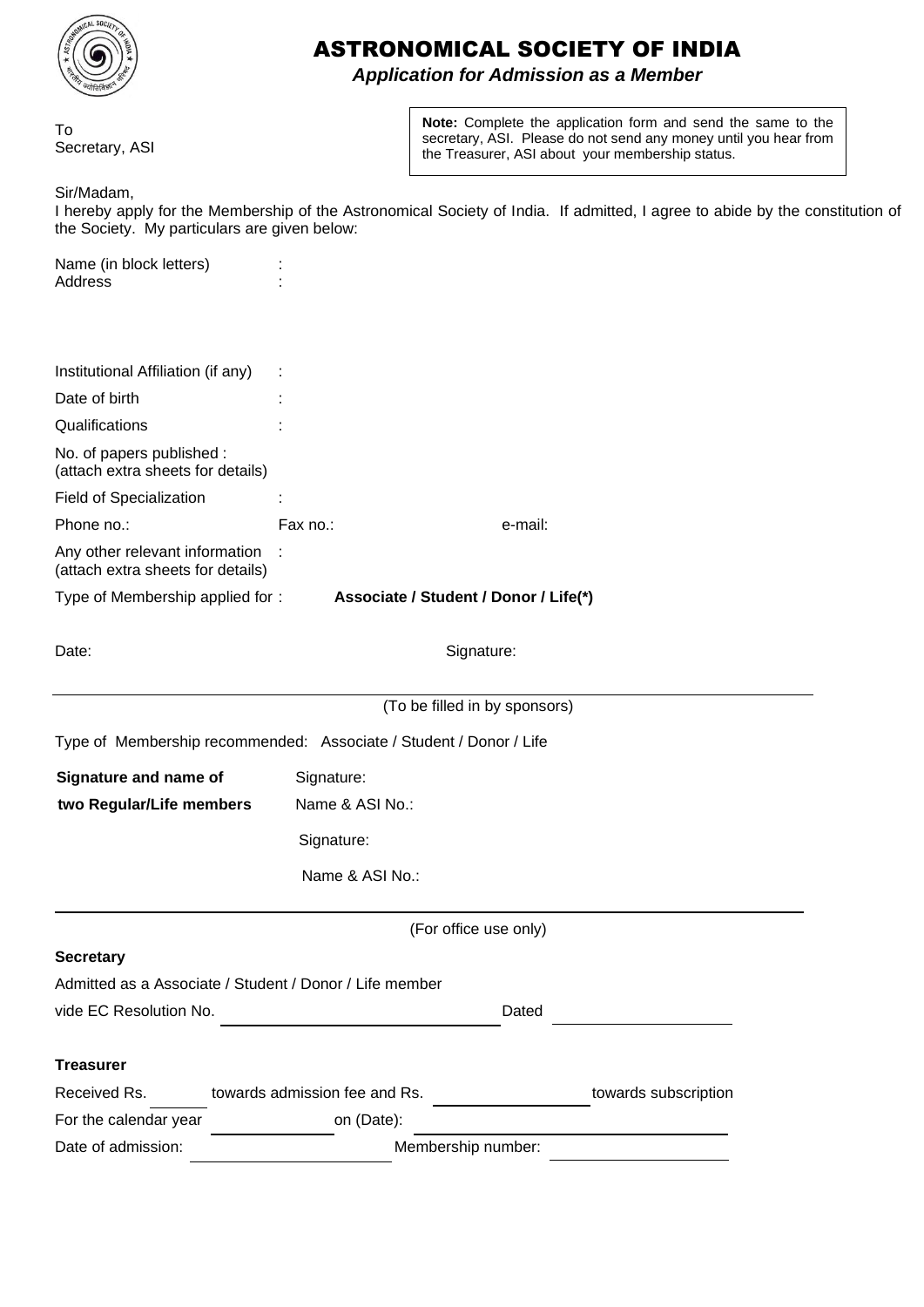# ASTRONOMICAL SOCIETY OF INDIA

***Application for Admission as a Member***

To
Secretary, ASI

> **Note:** Complete the application form and send the same to the secretary, ASI. Please do not send any money until you hear from the Treasurer, ASI about your membership status.

Sir/Madam,

I hereby apply for the Membership of the Astronomical Society of India. If admitted, I agree to abide by the constitution of the Society. My particulars are given below:

Name (in block letters) :
Address :

Institutional Affiliation (if any) :
Date of birth :
Qualifications :
No. of papers published :
(attach extra sheets for details)
Field of Specialization :
Phone no.: Fax no.: e-mail:
Any other relevant information :
(attach extra sheets for details)
Type of Membership applied for : **Associate / Student / Donor / Life(\*)**

Date: Signature:

---

(To be filled in by sponsors)

Type of Membership recommended: Associate / Student / Donor / Life

**Signature and name of two Regular/Life members**

Signature:
Name & ASI No.:

Signature:
Name & ASI No.:

---

(For office use only)

**Secretary**

Admitted as a Associate / Student / Donor / Life member
vide EC Resolution No. \_\_\_\_\_\_\_\_\_\_ Dated \_\_\_\_\_\_\_\_\_\_

**Treasurer**

Received Rs. \_\_\_\_ towards admission fee and Rs. \_\_\_\_\_\_\_\_ towards subscription
For the calendar year \_\_\_\_\_\_\_\_ on (Date): \_\_\_\_\_\_\_\_\_\_
Date of admission: \_\_\_\_\_\_\_\_\_\_ Membership number: \_\_\_\_\_\_\_\_\_\_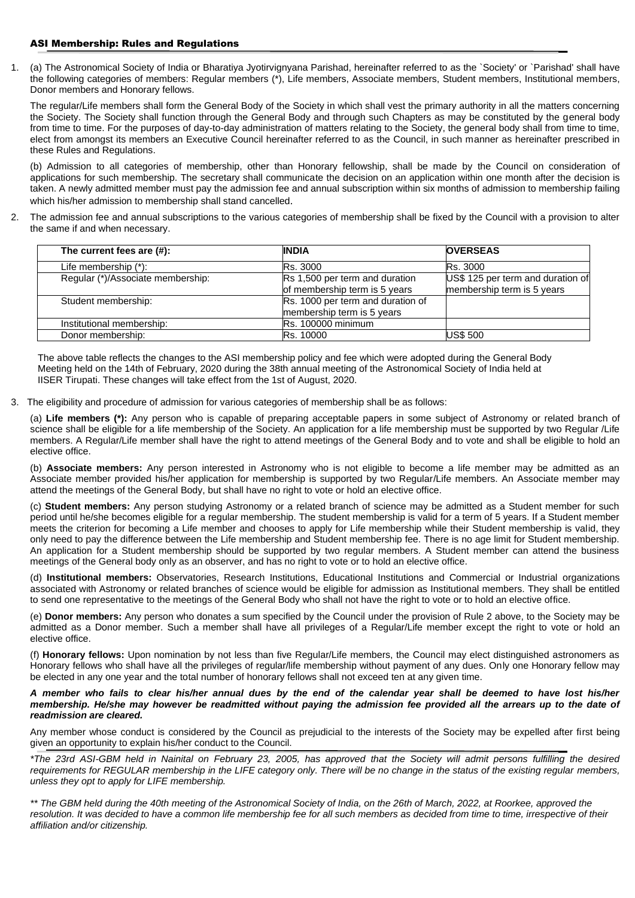## ASI Membership: Rules and Regulations

1. (a) The Astronomical Society of India or Bharatiya Jyotirvignyana Parishad, hereinafter referred to as the `Society' or `Parishad' shall have the following categories of members: Regular members (*), Life members, Associate members, Student members, Institutional members, Donor members and Honorary fellows.

   The regular/Life members shall form the General Body of the Society in which shall vest the primary authority in all the matters concerning the Society. The Society shall function through the General Body and through such Chapters as may be constituted by the general body from time to time. For the purposes of day-to-day administration of matters relating to the Society, the general body shall from time to time, elect from amongst its members an Executive Council hereinafter referred to as the Council, in such manner as hereinafter prescribed in these Rules and Regulations.

   (b) Admission to all categories of membership, other than Honorary fellowship, shall be made by the Council on consideration of applications for such membership. The secretary shall communicate the decision on an application within one month after the decision is taken. A newly admitted member must pay the admission fee and annual subscription within six months of admission to membership failing which his/her admission to membership shall stand cancelled.

2. The admission fee and annual subscriptions to the various categories of membership shall be fixed by the Council with a provision to alter the same if and when necessary.

| The current fees are (#): | INDIA | OVERSEAS |
|---|---|---|
| Life membership (*): | Rs. 3000 | Rs. 3000 |
| Regular (*)/Associate membership: | Rs 1,500 per term and duration of membership term is 5 years | US$ 125 per term and duration of membership term is 5 years |
| Student membership: | Rs. 1000 per term and duration of membership term is 5 years | |
| Institutional membership: | Rs. 100000 minimum | |
| Donor membership: | Rs. 10000 | US$ 500 |

   The above table reflects the changes to the ASI membership policy and fee which were adopted during the General Body Meeting held on the 14th of February, 2020 during the 38th annual meeting of the Astronomical Society of India held at IISER Tirupati. These changes will take effect from the 1st of August, 2020.

3. The eligibility and procedure of admission for various categories of membership shall be as follows:

   (a) **Life members (*):** Any person who is capable of preparing acceptable papers in some subject of Astronomy or related branch of science shall be eligible for a life membership of the Society. An application for a life membership must be supported by two Regular /Life members. A Regular/Life member shall have the right to attend meetings of the General Body and to vote and shall be eligible to hold an elective office.

   (b) **Associate members:** Any person interested in Astronomy who is not eligible to become a life member may be admitted as an Associate member provided his/her application for membership is supported by two Regular/Life members. An Associate member may attend the meetings of the General Body, but shall have no right to vote or hold an elective office.

   (c) **Student members:** Any person studying Astronomy or a related branch of science may be admitted as a Student member for such period until he/she becomes eligible for a regular membership. The student membership is valid for a term of 5 years. If a Student member meets the criterion for becoming a Life member and chooses to apply for Life membership while their Student membership is valid, they only need to pay the difference between the Life membership and Student membership fee. There is no age limit for Student membership. An application for a Student membership should be supported by two regular members. A Student member can attend the business meetings of the General body only as an observer, and has no right to vote or to hold an elective office.

   (d) **Institutional members:** Observatories, Research Institutions, Educational Institutions and Commercial or Industrial organizations associated with Astronomy or related branches of science would be eligible for admission as Institutional members. They shall be entitled to send one representative to the meetings of the General Body who shall not have the right to vote or to hold an elective office.

   (e) **Donor members:** Any person who donates a sum specified by the Council under the provision of Rule 2 above, to the Society may be admitted as a Donor member. Such a member shall have all privileges of a Regular/Life member except the right to vote or hold an elective office.

   (f) **Honorary fellows:** Upon nomination by not less than five Regular/Life members, the Council may elect distinguished astronomers as Honorary fellows who shall have all the privileges of regular/life membership without payment of any dues. Only one Honorary fellow may be elected in any one year and the total number of honorary fellows shall not exceed ten at any given time.

   ***A member who fails to clear his/her annual dues by the end of the calendar year shall be deemed to have lost his/her membership. He/she may however be readmitted without paying the admission fee provided all the arrears up to the date of readmission are cleared.***

   Any member whose conduct is considered by the Council as prejudicial to the interests of the Society may be expelled after first being given an opportunity to explain his/her conduct to the Council.

*\*The 23rd ASI-GBM held in Nainital on February 23, 2005, has approved that the Society will admit persons fulfilling the desired requirements for REGULAR membership in the LIFE category only. There will be no change in the status of the existing regular members, unless they opt to apply for LIFE membership.*

*\*\* The GBM held during the 40th meeting of the Astronomical Society of India, on the 26th of March, 2022, at Roorkee, approved the resolution. It was decided to have a common life membership fee for all such members as decided from time to time, irrespective of their affiliation and/or citizenship.*